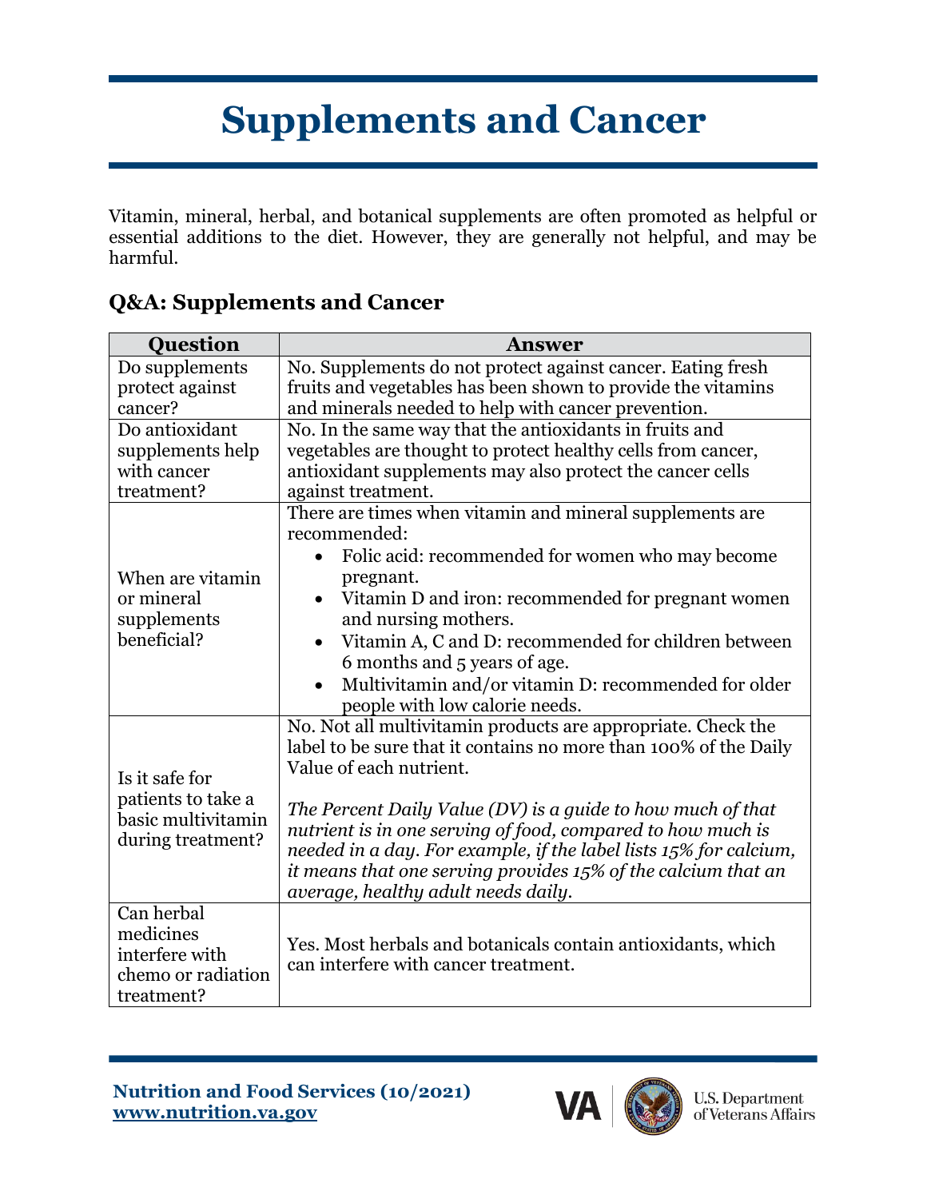# Supplements and Cancer

Vitamin, mineral, herbal, and botanical supplements are often promoted as helpful or essential additions to the diet. However, they are generally not helpful, and may be harmful.

## Q&A: Supplements and Cancer

| Question | Answer |
|---|---|
| Do supplements protect against cancer? | No. Supplements do not protect against cancer. Eating fresh fruits and vegetables has been shown to provide the vitamins and minerals needed to help with cancer prevention. |
| Do antioxidant supplements help with cancer treatment? | No. In the same way that the antioxidants in fruits and vegetables are thought to protect healthy cells from cancer, antioxidant supplements may also protect the cancer cells against treatment. |
| When are vitamin or mineral supplements beneficial? | There are times when vitamin and mineral supplements are recommended:<br>• Folic acid: recommended for women who may become pregnant.<br>• Vitamin D and iron: recommended for pregnant women and nursing mothers.<br>• Vitamin A, C and D: recommended for children between 6 months and 5 years of age.<br>• Multivitamin and/or vitamin D: recommended for older people with low calorie needs. |
| Is it safe for patients to take a basic multivitamin during treatment? | No. Not all multivitamin products are appropriate. Check the label to be sure that it contains no more than 100% of the Daily Value of each nutrient.<br><br>*The Percent Daily Value (DV) is a guide to how much of that nutrient is in one serving of food, compared to how much is needed in a day. For example, if the label lists 15% for calcium, it means that one serving provides 15% of the calcium that an average, healthy adult needs daily.* |
| Can herbal medicines interfere with chemo or radiation treatment? | Yes. Most herbals and botanicals contain antioxidants, which can interfere with cancer treatment. |

**Nutrition and Food Services (10/2021)**
**www.nutrition.va.gov**

VA | U.S. Department of Veterans Affairs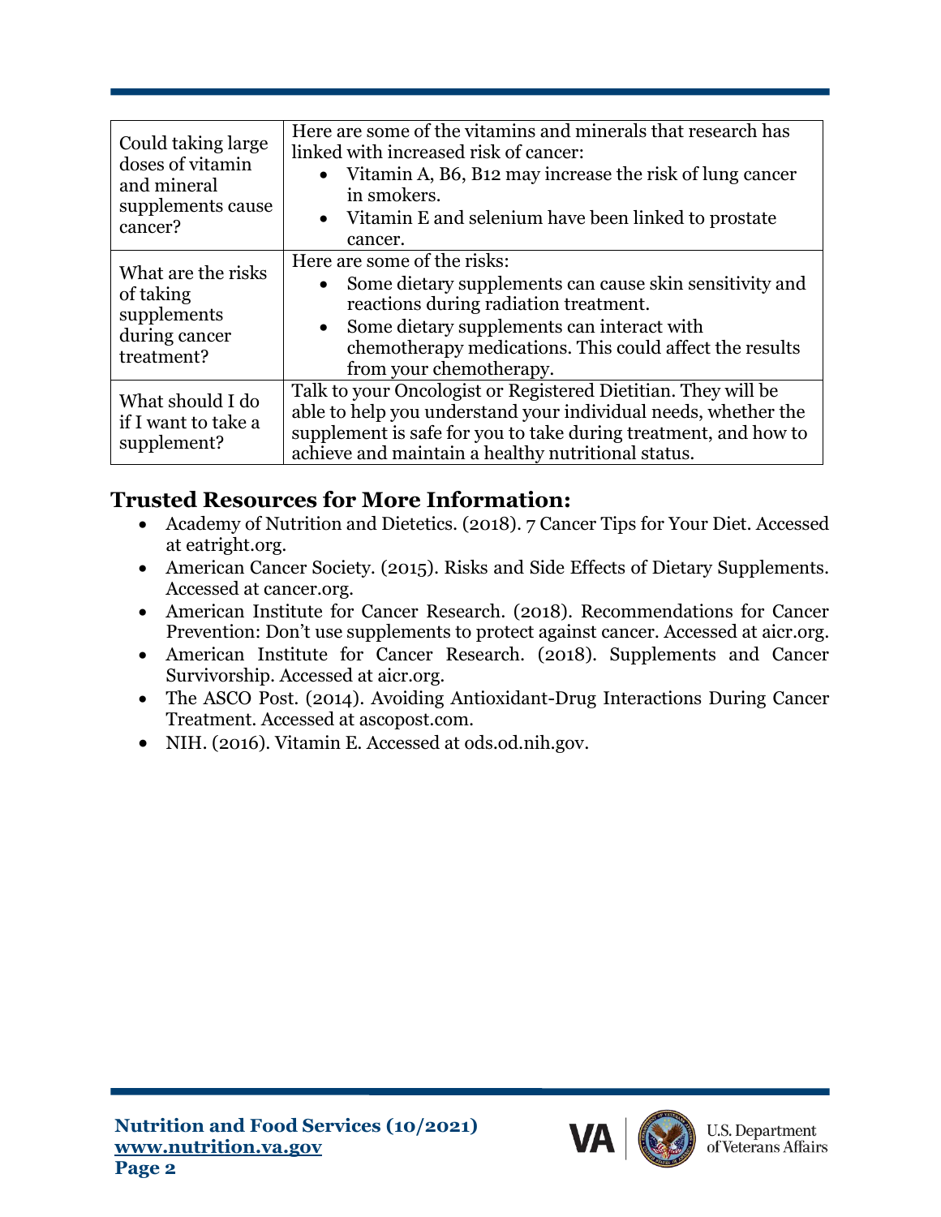| | |
|---|---|
| Could taking large doses of vitamin and mineral supplements cause cancer? | Here are some of the vitamins and minerals that research has linked with increased risk of cancer:<br>• Vitamin A, B6, B12 may increase the risk of lung cancer in smokers.<br>• Vitamin E and selenium have been linked to prostate cancer. |
| What are the risks of taking supplements during cancer treatment? | Here are some of the risks:<br>• Some dietary supplements can cause skin sensitivity and reactions during radiation treatment.<br>• Some dietary supplements can interact with chemotherapy medications. This could affect the results from your chemotherapy. |
| What should I do if I want to take a supplement? | Talk to your Oncologist or Registered Dietitian. They will be able to help you understand your individual needs, whether the supplement is safe for you to take during treatment, and how to achieve and maintain a healthy nutritional status. |

## Trusted Resources for More Information:

- Academy of Nutrition and Dietetics. (2018). 7 Cancer Tips for Your Diet. Accessed at eatright.org.
- American Cancer Society. (2015). Risks and Side Effects of Dietary Supplements. Accessed at cancer.org.
- American Institute for Cancer Research. (2018). Recommendations for Cancer Prevention: Don't use supplements to protect against cancer. Accessed at aicr.org.
- American Institute for Cancer Research. (2018). Supplements and Cancer Survivorship. Accessed at aicr.org.
- The ASCO Post. (2014). Avoiding Antioxidant-Drug Interactions During Cancer Treatment. Accessed at ascopost.com.
- NIH. (2016). Vitamin E. Accessed at ods.od.nih.gov.

**Nutrition and Food Services (10/2021)**
**www.nutrition.va.gov**